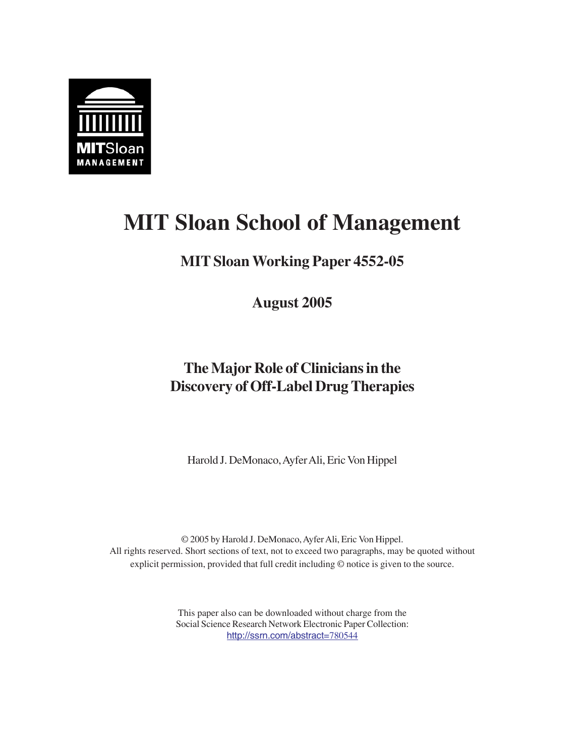MITSloan MANAGEMENT

# MIT Sloan School of Management

## MIT Sloan Working Paper 4552-05

## August 2005

## The Major Role of Clinicians in the Discovery of Off-Label Drug Therapies

Harold J. DeMonaco, Ayfer Ali, Eric Von Hippel

© 2005 by Harold J. DeMonaco, Ayfer Ali, Eric Von Hippel.
All rights reserved. Short sections of text, not to exceed two paragraphs, may be quoted without explicit permission, provided that full credit including © notice is given to the source.

This paper also can be downloaded without charge from the Social Science Research Network Electronic Paper Collection:
http://ssrn.com/abstract=780544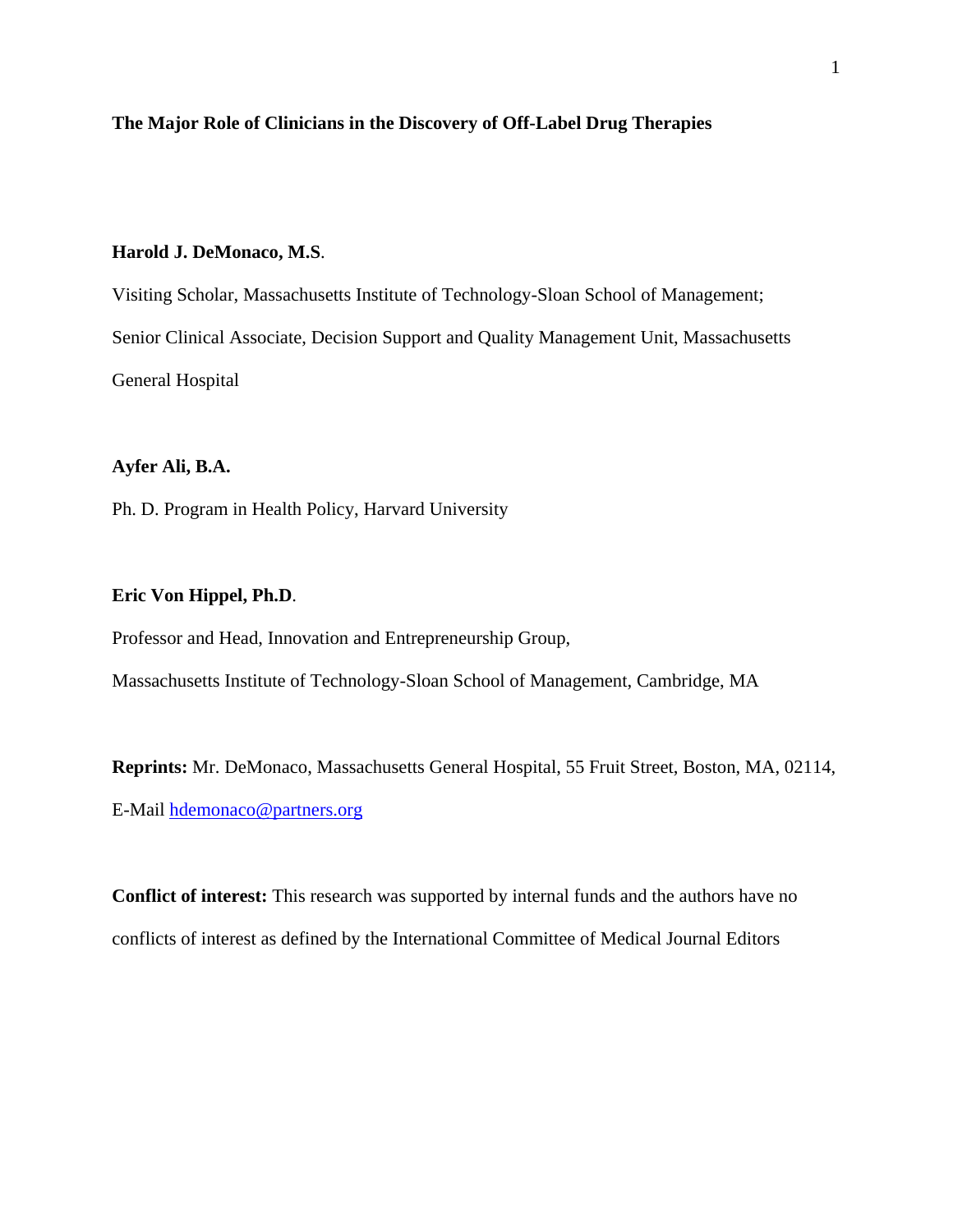**The Major Role of Clinicians in the Discovery of Off-Label Drug Therapies**

**Harold J. DeMonaco, M.S**.

Visiting Scholar, Massachusetts Institute of Technology-Sloan School of Management;

Senior Clinical Associate, Decision Support and Quality Management Unit, Massachusetts General Hospital

**Ayfer Ali, B.A.**

Ph. D. Program in Health Policy, Harvard University

**Eric Von Hippel, Ph.D**.

Professor and Head, Innovation and Entrepreneurship Group,

Massachusetts Institute of Technology-Sloan School of Management, Cambridge, MA

**Reprints:** Mr. DeMonaco, Massachusetts General Hospital, 55 Fruit Street, Boston, MA, 02114, E-Mail hdemonaco@partners.org

**Conflict of interest:** This research was supported by internal funds and the authors have no conflicts of interest as defined by the International Committee of Medical Journal Editors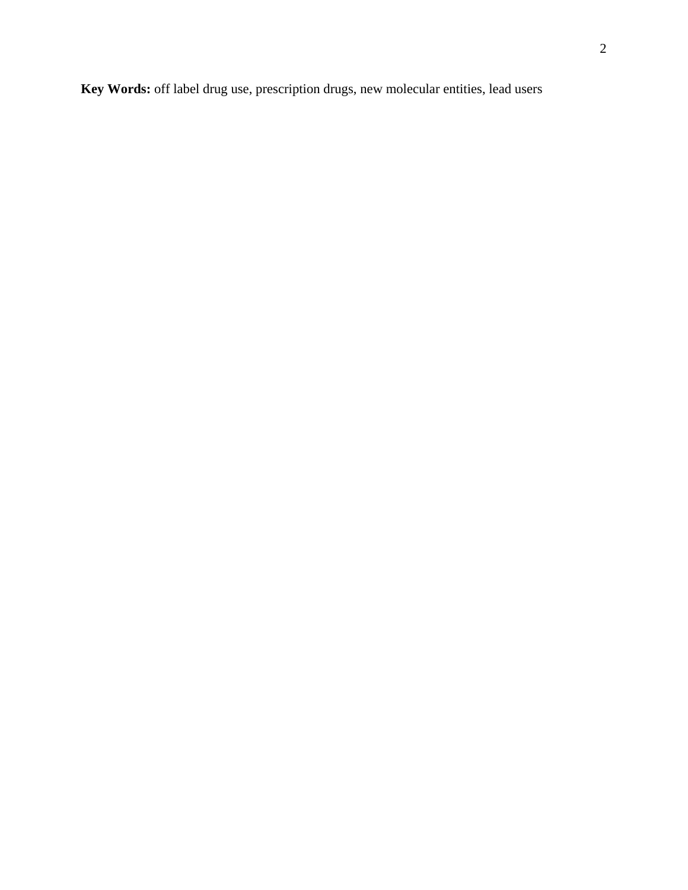**Key Words:** off label drug use, prescription drugs, new molecular entities, lead users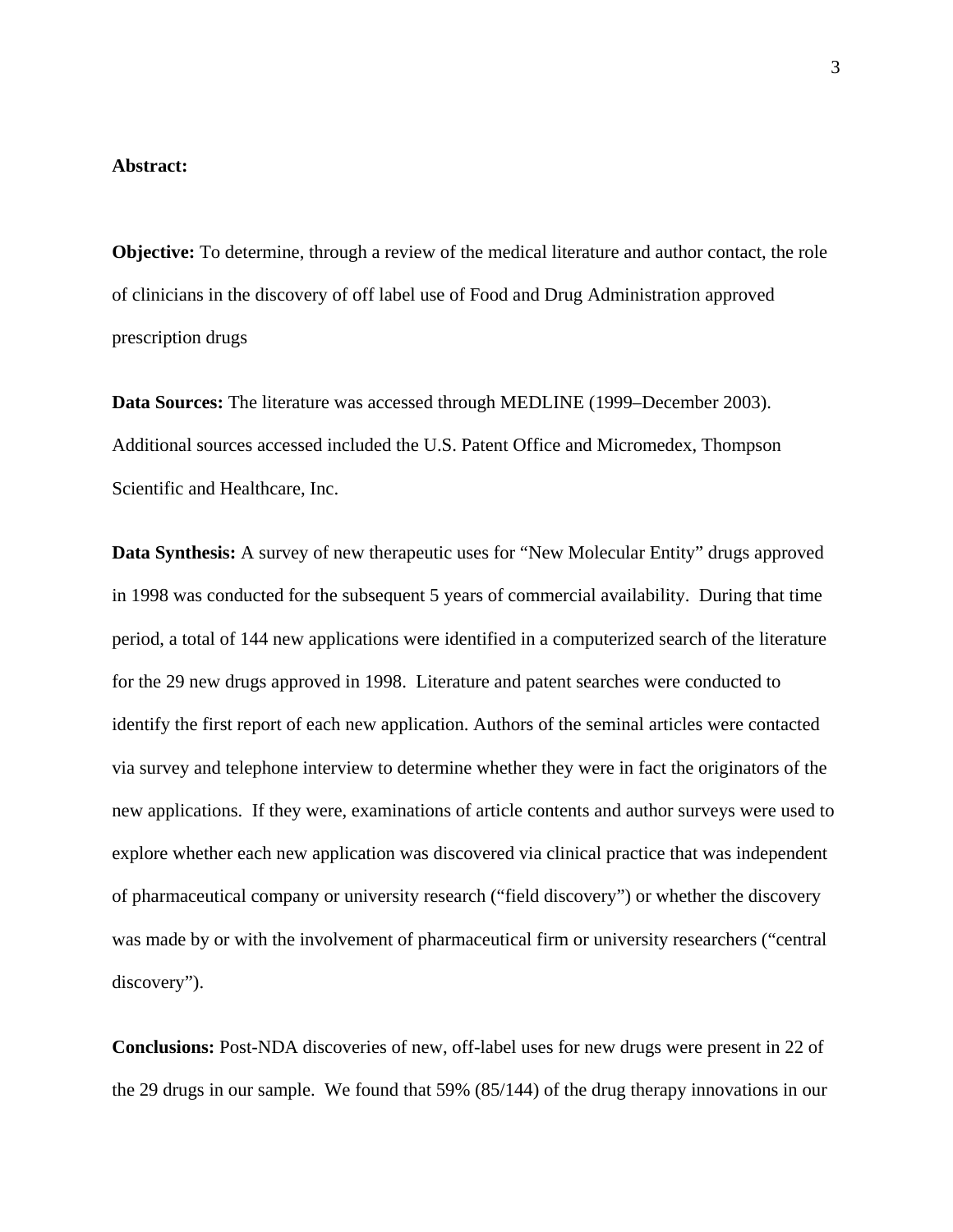**Abstract:**

**Objective:** To determine, through a review of the medical literature and author contact, the role of clinicians in the discovery of off label use of Food and Drug Administration approved prescription drugs

**Data Sources:** The literature was accessed through MEDLINE (1999–December 2003). Additional sources accessed included the U.S. Patent Office and Micromedex, Thompson Scientific and Healthcare, Inc.

**Data Synthesis:** A survey of new therapeutic uses for "New Molecular Entity" drugs approved in 1998 was conducted for the subsequent 5 years of commercial availability. During that time period, a total of 144 new applications were identified in a computerized search of the literature for the 29 new drugs approved in 1998. Literature and patent searches were conducted to identify the first report of each new application. Authors of the seminal articles were contacted via survey and telephone interview to determine whether they were in fact the originators of the new applications. If they were, examinations of article contents and author surveys were used to explore whether each new application was discovered via clinical practice that was independent of pharmaceutical company or university research ("field discovery") or whether the discovery was made by or with the involvement of pharmaceutical firm or university researchers ("central discovery").

**Conclusions:** Post-NDA discoveries of new, off-label uses for new drugs were present in 22 of the 29 drugs in our sample. We found that 59% (85/144) of the drug therapy innovations in our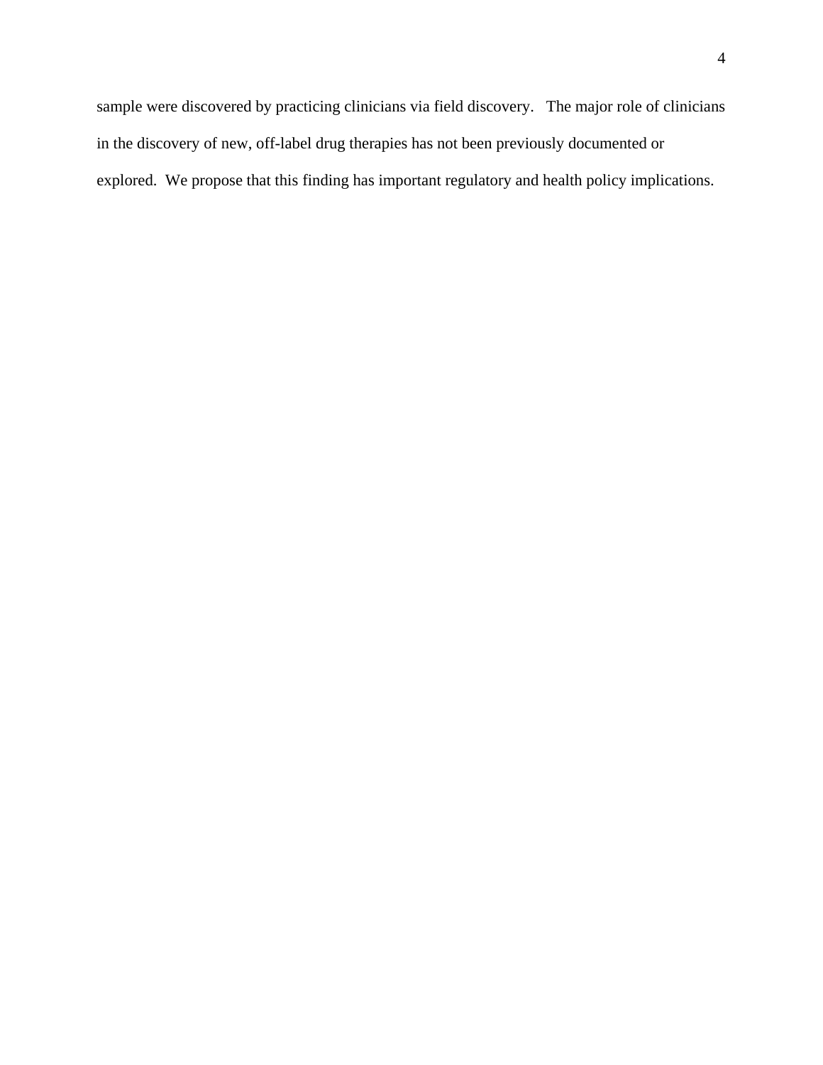sample were discovered by practicing clinicians via field discovery. The major role of clinicians in the discovery of new, off-label drug therapies has not been previously documented or explored. We propose that this finding has important regulatory and health policy implications.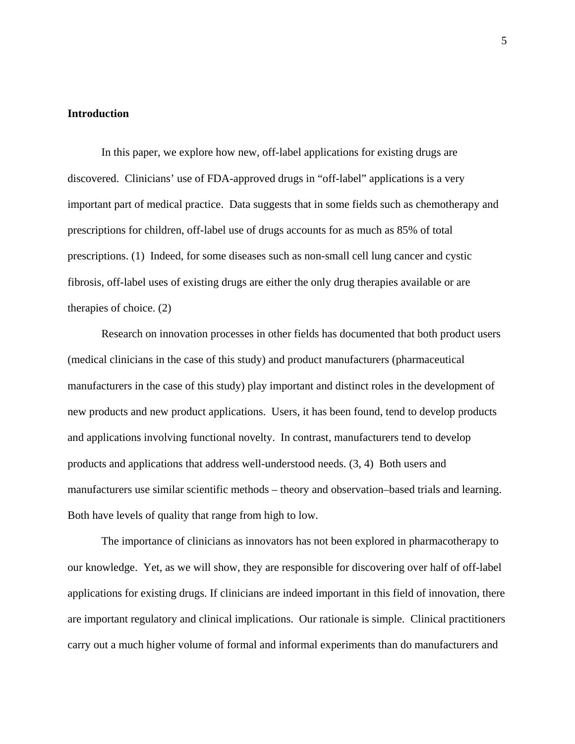## Introduction

In this paper, we explore how new, off-label applications for existing drugs are discovered. Clinicians' use of FDA-approved drugs in "off-label" applications is a very important part of medical practice. Data suggests that in some fields such as chemotherapy and prescriptions for children, off-label use of drugs accounts for as much as 85% of total prescriptions. (1) Indeed, for some diseases such as non-small cell lung cancer and cystic fibrosis, off-label uses of existing drugs are either the only drug therapies available or are therapies of choice. (2)

Research on innovation processes in other fields has documented that both product users (medical clinicians in the case of this study) and product manufacturers (pharmaceutical manufacturers in the case of this study) play important and distinct roles in the development of new products and new product applications. Users, it has been found, tend to develop products and applications involving functional novelty. In contrast, manufacturers tend to develop products and applications that address well-understood needs. (3, 4) Both users and manufacturers use similar scientific methods – theory and observation–based trials and learning. Both have levels of quality that range from high to low.

The importance of clinicians as innovators has not been explored in pharmacotherapy to our knowledge. Yet, as we will show, they are responsible for discovering over half of off-label applications for existing drugs. If clinicians are indeed important in this field of innovation, there are important regulatory and clinical implications. Our rationale is simple. Clinical practitioners carry out a much higher volume of formal and informal experiments than do manufacturers and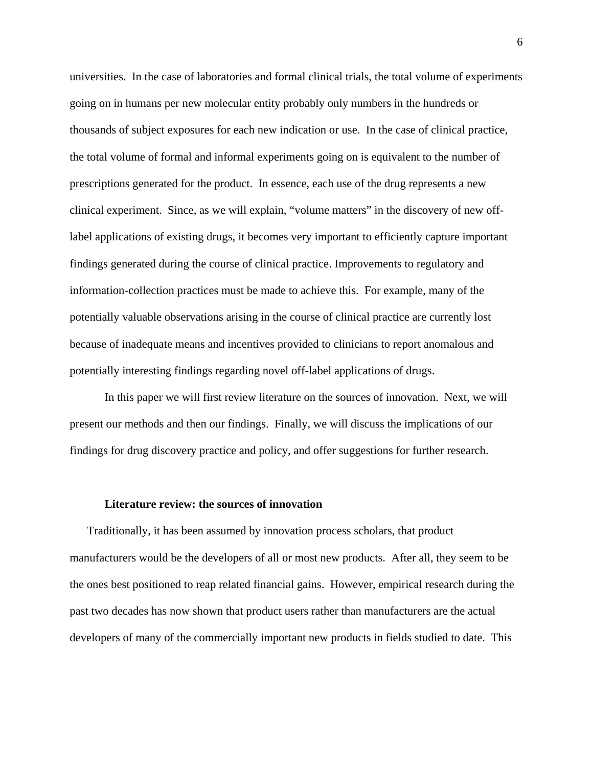universities. In the case of laboratories and formal clinical trials, the total volume of experiments going on in humans per new molecular entity probably only numbers in the hundreds or thousands of subject exposures for each new indication or use. In the case of clinical practice, the total volume of formal and informal experiments going on is equivalent to the number of prescriptions generated for the product. In essence, each use of the drug represents a new clinical experiment. Since, as we will explain, "volume matters" in the discovery of new off-label applications of existing drugs, it becomes very important to efficiently capture important findings generated during the course of clinical practice. Improvements to regulatory and information-collection practices must be made to achieve this. For example, many of the potentially valuable observations arising in the course of clinical practice are currently lost because of inadequate means and incentives provided to clinicians to report anomalous and potentially interesting findings regarding novel off-label applications of drugs.

In this paper we will first review literature on the sources of innovation. Next, we will present our methods and then our findings. Finally, we will discuss the implications of our findings for drug discovery practice and policy, and offer suggestions for further research.

## Literature review: the sources of innovation

Traditionally, it has been assumed by innovation process scholars, that product manufacturers would be the developers of all or most new products. After all, they seem to be the ones best positioned to reap related financial gains. However, empirical research during the past two decades has now shown that product users rather than manufacturers are the actual developers of many of the commercially important new products in fields studied to date. This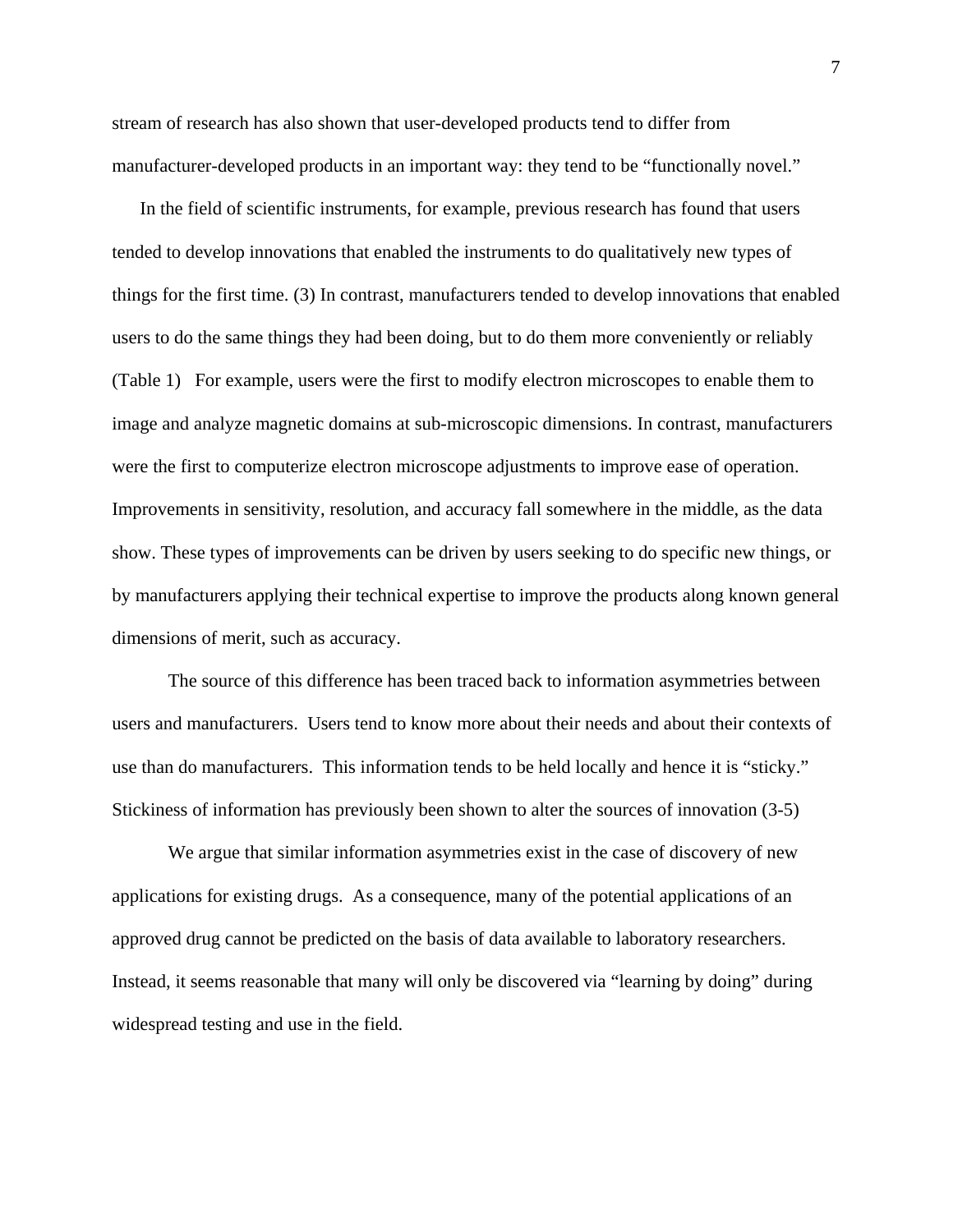stream of research has also shown that user-developed products tend to differ from manufacturer-developed products in an important way: they tend to be "functionally novel."

In the field of scientific instruments, for example, previous research has found that users tended to develop innovations that enabled the instruments to do qualitatively new types of things for the first time. (3) In contrast, manufacturers tended to develop innovations that enabled users to do the same things they had been doing, but to do them more conveniently or reliably (Table 1) For example, users were the first to modify electron microscopes to enable them to image and analyze magnetic domains at sub-microscopic dimensions. In contrast, manufacturers were the first to computerize electron microscope adjustments to improve ease of operation. Improvements in sensitivity, resolution, and accuracy fall somewhere in the middle, as the data show. These types of improvements can be driven by users seeking to do specific new things, or by manufacturers applying their technical expertise to improve the products along known general dimensions of merit, such as accuracy.

The source of this difference has been traced back to information asymmetries between users and manufacturers. Users tend to know more about their needs and about their contexts of use than do manufacturers. This information tends to be held locally and hence it is "sticky." Stickiness of information has previously been shown to alter the sources of innovation (3-5)

We argue that similar information asymmetries exist in the case of discovery of new applications for existing drugs. As a consequence, many of the potential applications of an approved drug cannot be predicted on the basis of data available to laboratory researchers. Instead, it seems reasonable that many will only be discovered via "learning by doing" during widespread testing and use in the field.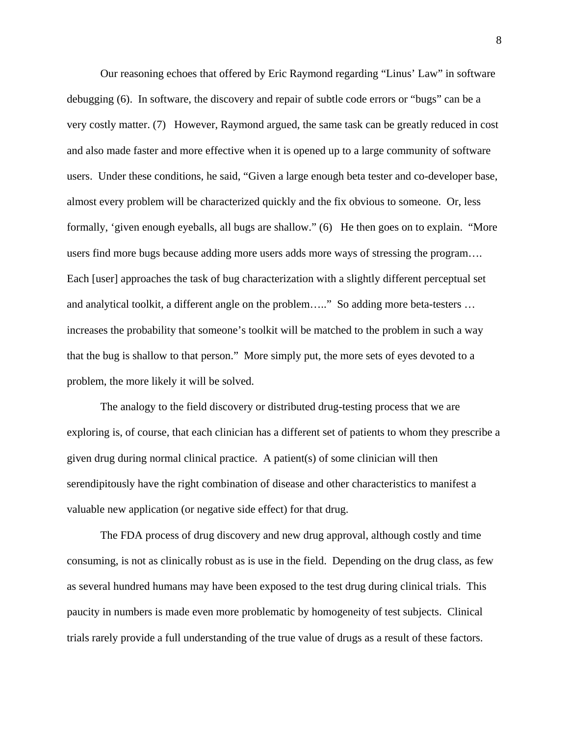Our reasoning echoes that offered by Eric Raymond regarding "Linus' Law" in software debugging (6). In software, the discovery and repair of subtle code errors or "bugs" can be a very costly matter. (7) However, Raymond argued, the same task can be greatly reduced in cost and also made faster and more effective when it is opened up to a large community of software users. Under these conditions, he said, "Given a large enough beta tester and co-developer base, almost every problem will be characterized quickly and the fix obvious to someone. Or, less formally, 'given enough eyeballs, all bugs are shallow." (6) He then goes on to explain. "More users find more bugs because adding more users adds more ways of stressing the program…. Each [user] approaches the task of bug characterization with a slightly different perceptual set and analytical toolkit, a different angle on the problem….." So adding more beta-testers … increases the probability that someone's toolkit will be matched to the problem in such a way that the bug is shallow to that person." More simply put, the more sets of eyes devoted to a problem, the more likely it will be solved.

The analogy to the field discovery or distributed drug-testing process that we are exploring is, of course, that each clinician has a different set of patients to whom they prescribe a given drug during normal clinical practice. A patient(s) of some clinician will then serendipitously have the right combination of disease and other characteristics to manifest a valuable new application (or negative side effect) for that drug.

The FDA process of drug discovery and new drug approval, although costly and time consuming, is not as clinically robust as is use in the field. Depending on the drug class, as few as several hundred humans may have been exposed to the test drug during clinical trials. This paucity in numbers is made even more problematic by homogeneity of test subjects. Clinical trials rarely provide a full understanding of the true value of drugs as a result of these factors.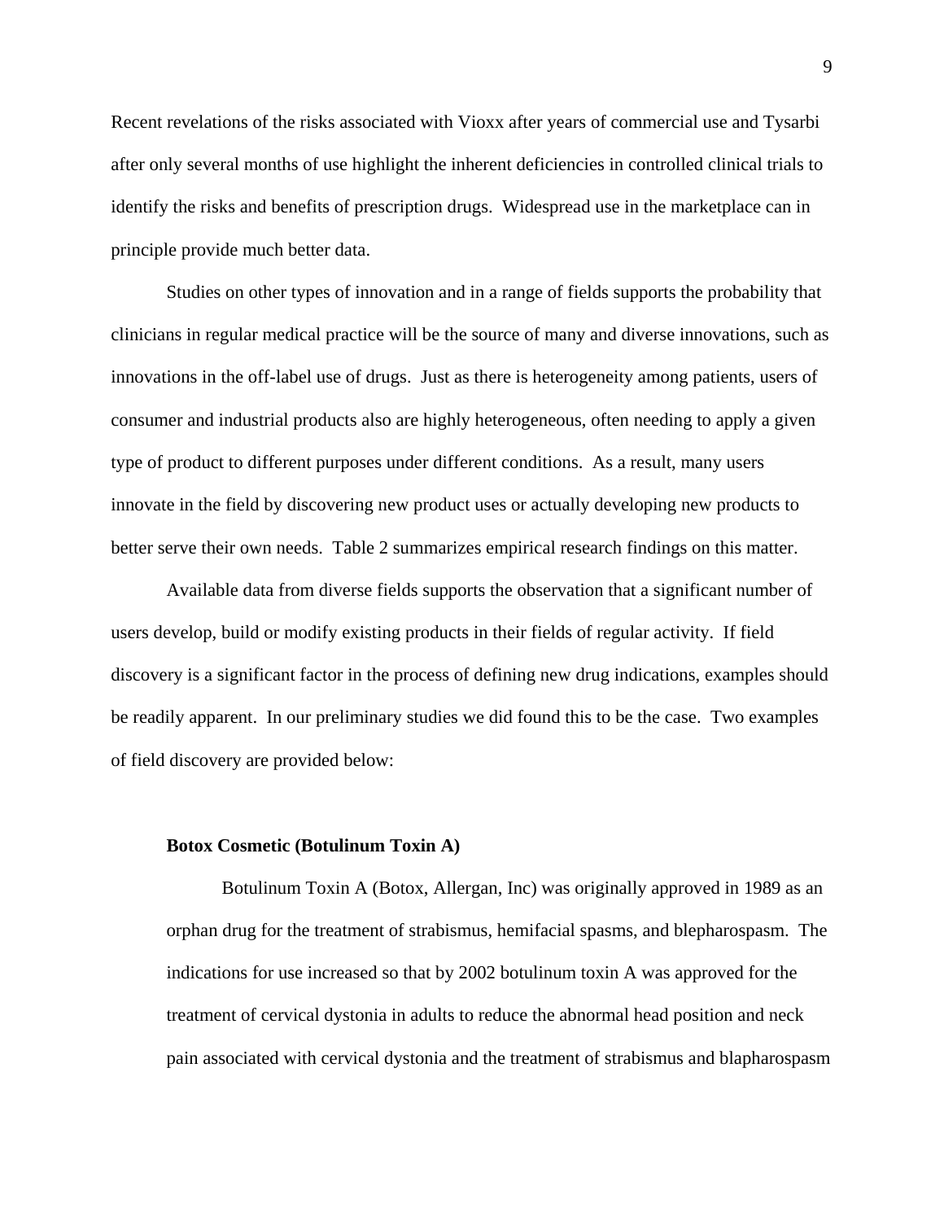Recent revelations of the risks associated with Vioxx after years of commercial use and Tysarbi after only several months of use highlight the inherent deficiencies in controlled clinical trials to identify the risks and benefits of prescription drugs. Widespread use in the marketplace can in principle provide much better data.

Studies on other types of innovation and in a range of fields supports the probability that clinicians in regular medical practice will be the source of many and diverse innovations, such as innovations in the off-label use of drugs. Just as there is heterogeneity among patients, users of consumer and industrial products also are highly heterogeneous, often needing to apply a given type of product to different purposes under different conditions. As a result, many users innovate in the field by discovering new product uses or actually developing new products to better serve their own needs. Table 2 summarizes empirical research findings on this matter.

Available data from diverse fields supports the observation that a significant number of users develop, build or modify existing products in their fields of regular activity. If field discovery is a significant factor in the process of defining new drug indications, examples should be readily apparent. In our preliminary studies we did found this to be the case. Two examples of field discovery are provided below:

**Botox Cosmetic (Botulinum Toxin A)**

Botulinum Toxin A (Botox, Allergan, Inc) was originally approved in 1989 as an orphan drug for the treatment of strabismus, hemifacial spasms, and blepharospasm. The indications for use increased so that by 2002 botulinum toxin A was approved for the treatment of cervical dystonia in adults to reduce the abnormal head position and neck pain associated with cervical dystonia and the treatment of strabismus and blapharospasm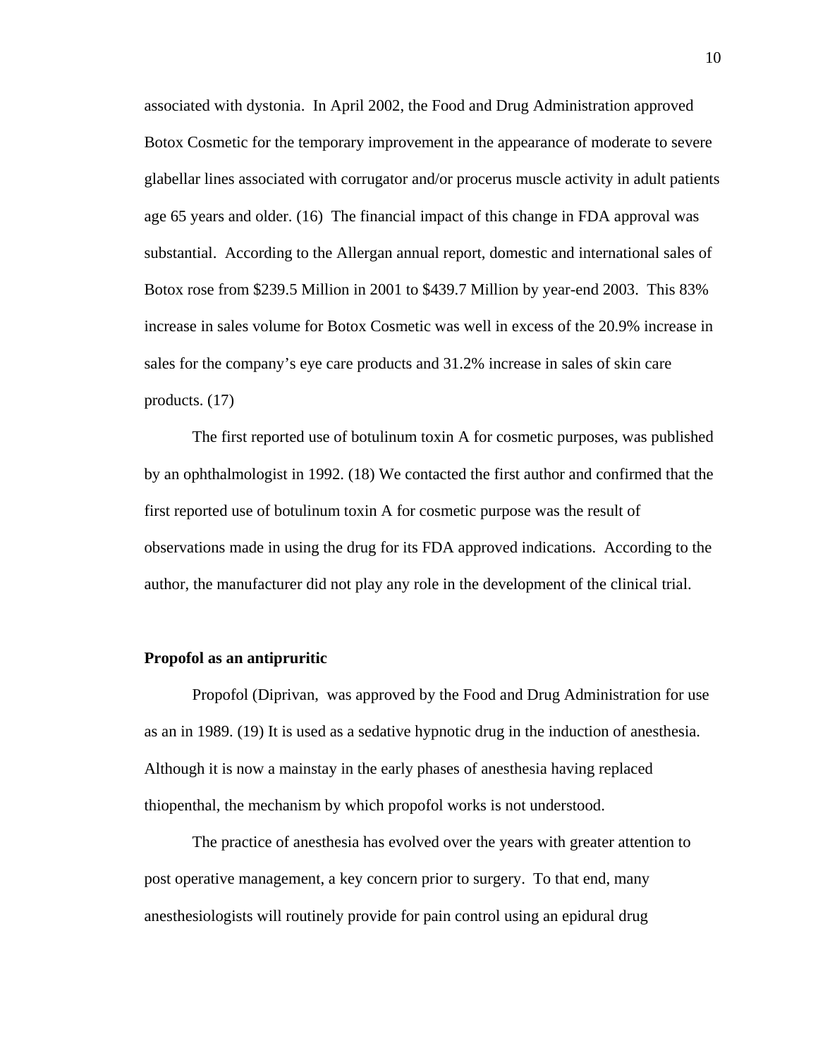associated with dystonia. In April 2002, the Food and Drug Administration approved Botox Cosmetic for the temporary improvement in the appearance of moderate to severe glabellar lines associated with corrugator and/or procerus muscle activity in adult patients age 65 years and older. (16) The financial impact of this change in FDA approval was substantial. According to the Allergan annual report, domestic and international sales of Botox rose from $239.5 Million in 2001 to $439.7 Million by year-end 2003. This 83% increase in sales volume for Botox Cosmetic was well in excess of the 20.9% increase in sales for the company's eye care products and 31.2% increase in sales of skin care products. (17)

The first reported use of botulinum toxin A for cosmetic purposes, was published by an ophthalmologist in 1992. (18) We contacted the first author and confirmed that the first reported use of botulinum toxin A for cosmetic purpose was the result of observations made in using the drug for its FDA approved indications. According to the author, the manufacturer did not play any role in the development of the clinical trial.

**Propofol as an antipruritic**

Propofol (Diprivan, was approved by the Food and Drug Administration for use as an in 1989. (19) It is used as a sedative hypnotic drug in the induction of anesthesia. Although it is now a mainstay in the early phases of anesthesia having replaced thiopenthal, the mechanism by which propofol works is not understood.

The practice of anesthesia has evolved over the years with greater attention to post operative management, a key concern prior to surgery. To that end, many anesthesiologists will routinely provide for pain control using an epidural drug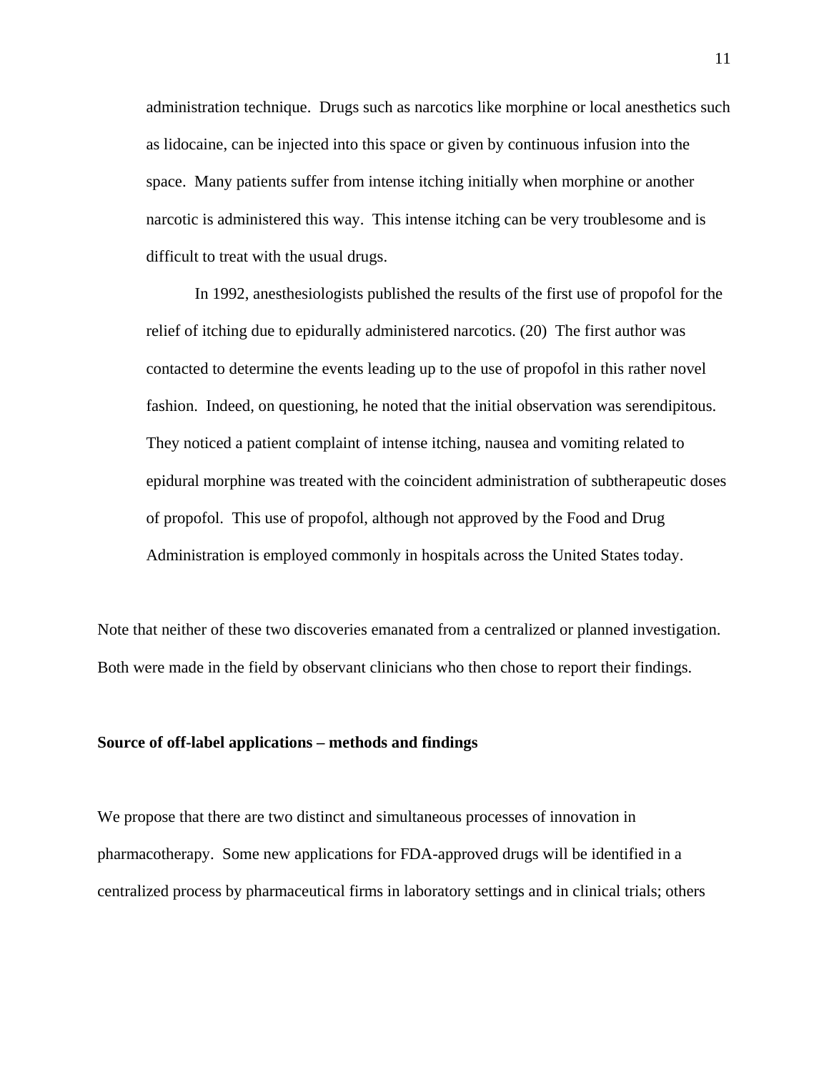administration technique. Drugs such as narcotics like morphine or local anesthetics such as lidocaine, can be injected into this space or given by continuous infusion into the space. Many patients suffer from intense itching initially when morphine or another narcotic is administered this way. This intense itching can be very troublesome and is difficult to treat with the usual drugs.

In 1992, anesthesiologists published the results of the first use of propofol for the relief of itching due to epidurally administered narcotics. (20) The first author was contacted to determine the events leading up to the use of propofol in this rather novel fashion. Indeed, on questioning, he noted that the initial observation was serendipitous. They noticed a patient complaint of intense itching, nausea and vomiting related to epidural morphine was treated with the coincident administration of subtherapeutic doses of propofol. This use of propofol, although not approved by the Food and Drug Administration is employed commonly in hospitals across the United States today.

Note that neither of these two discoveries emanated from a centralized or planned investigation. Both were made in the field by observant clinicians who then chose to report their findings.

**Source of off-label applications – methods and findings**

We propose that there are two distinct and simultaneous processes of innovation in pharmacotherapy. Some new applications for FDA-approved drugs will be identified in a centralized process by pharmaceutical firms in laboratory settings and in clinical trials; others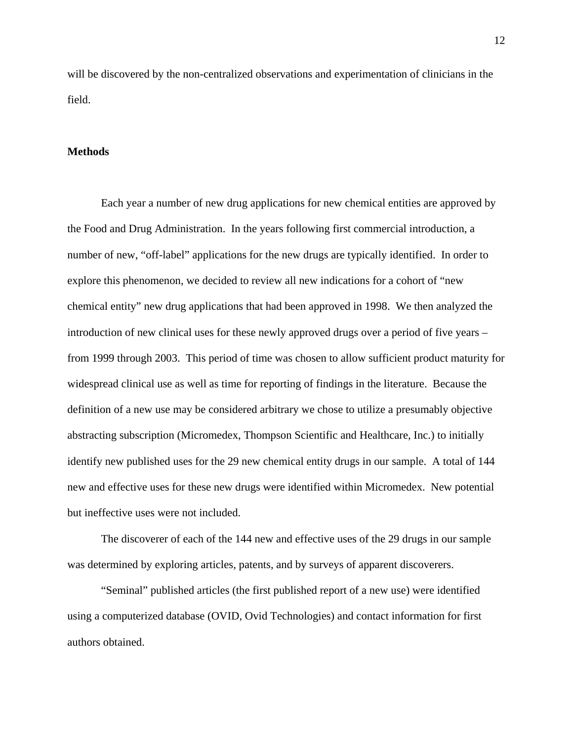will be discovered by the non-centralized observations and experimentation of clinicians in the field.

**Methods**

Each year a number of new drug applications for new chemical entities are approved by the Food and Drug Administration. In the years following first commercial introduction, a number of new, “off-label” applications for the new drugs are typically identified. In order to explore this phenomenon, we decided to review all new indications for a cohort of “new chemical entity” new drug applications that had been approved in 1998. We then analyzed the introduction of new clinical uses for these newly approved drugs over a period of five years – from 1999 through 2003. This period of time was chosen to allow sufficient product maturity for widespread clinical use as well as time for reporting of findings in the literature. Because the definition of a new use may be considered arbitrary we chose to utilize a presumably objective abstracting subscription (Micromedex, Thompson Scientific and Healthcare, Inc.) to initially identify new published uses for the 29 new chemical entity drugs in our sample. A total of 144 new and effective uses for these new drugs were identified within Micromedex. New potential but ineffective uses were not included.

The discoverer of each of the 144 new and effective uses of the 29 drugs in our sample was determined by exploring articles, patents, and by surveys of apparent discoverers.

“Seminal” published articles (the first published report of a new use) were identified using a computerized database (OVID, Ovid Technologies) and contact information for first authors obtained.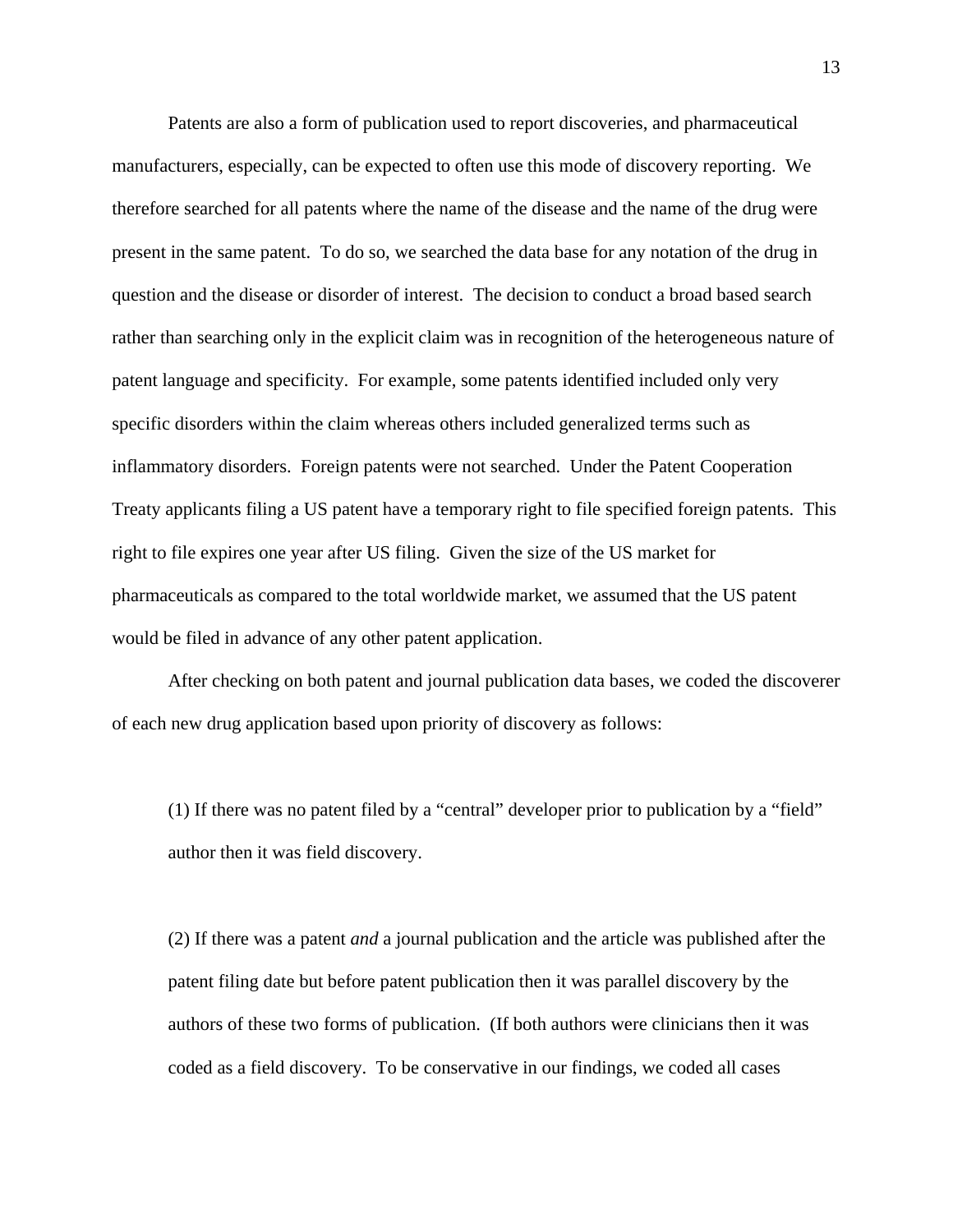Patents are also a form of publication used to report discoveries, and pharmaceutical manufacturers, especially, can be expected to often use this mode of discovery reporting. We therefore searched for all patents where the name of the disease and the name of the drug were present in the same patent. To do so, we searched the data base for any notation of the drug in question and the disease or disorder of interest. The decision to conduct a broad based search rather than searching only in the explicit claim was in recognition of the heterogeneous nature of patent language and specificity. For example, some patents identified included only very specific disorders within the claim whereas others included generalized terms such as inflammatory disorders. Foreign patents were not searched. Under the Patent Cooperation Treaty applicants filing a US patent have a temporary right to file specified foreign patents. This right to file expires one year after US filing. Given the size of the US market for pharmaceuticals as compared to the total worldwide market, we assumed that the US patent would be filed in advance of any other patent application.

After checking on both patent and journal publication data bases, we coded the discoverer of each new drug application based upon priority of discovery as follows:

> (1) If there was no patent filed by a "central" developer prior to publication by a "field" author then it was field discovery.
>
> (2) If there was a patent *and* a journal publication and the article was published after the patent filing date but before patent publication then it was parallel discovery by the authors of these two forms of publication. (If both authors were clinicians then it was coded as a field discovery. To be conservative in our findings, we coded all cases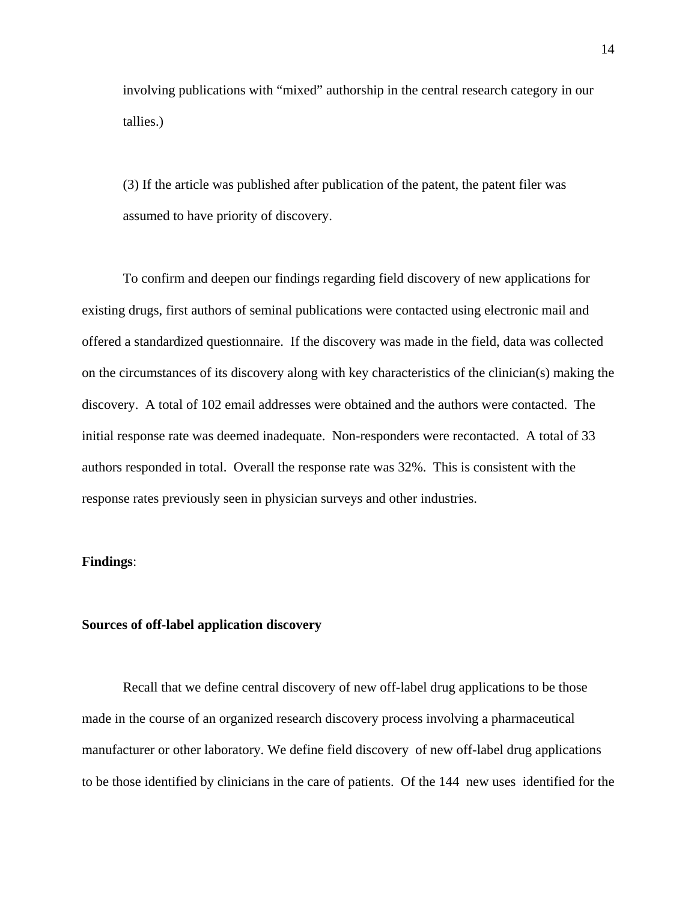involving publications with "mixed" authorship in the central research category in our tallies.)

(3) If the article was published after publication of the patent, the patent filer was assumed to have priority of discovery.

To confirm and deepen our findings regarding field discovery of new applications for existing drugs, first authors of seminal publications were contacted using electronic mail and offered a standardized questionnaire. If the discovery was made in the field, data was collected on the circumstances of its discovery along with key characteristics of the clinician(s) making the discovery. A total of 102 email addresses were obtained and the authors were contacted. The initial response rate was deemed inadequate. Non-responders were recontacted. A total of 33 authors responded in total. Overall the response rate was 32%. This is consistent with the response rates previously seen in physician surveys and other industries.

**Findings**:

**Sources of off-label application discovery**

Recall that we define central discovery of new off-label drug applications to be those made in the course of an organized research discovery process involving a pharmaceutical manufacturer or other laboratory. We define field discovery of new off-label drug applications to be those identified by clinicians in the care of patients. Of the 144 new uses identified for the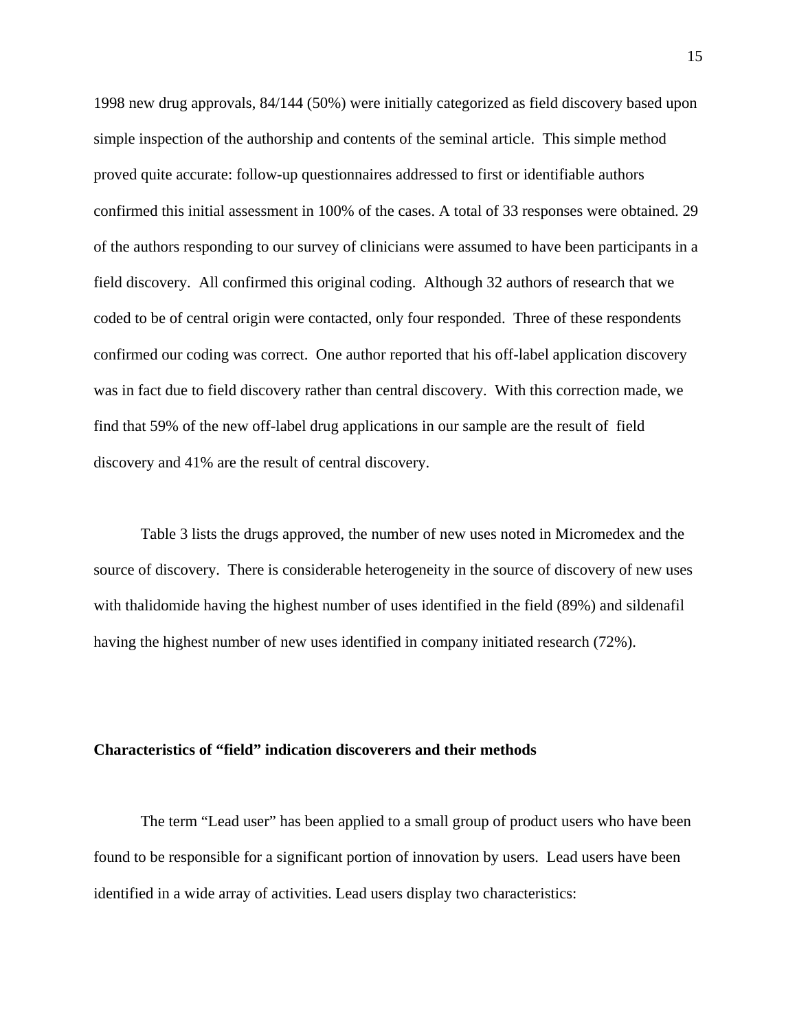1998 new drug approvals, 84/144 (50%) were initially categorized as field discovery based upon simple inspection of the authorship and contents of the seminal article. This simple method proved quite accurate: follow-up questionnaires addressed to first or identifiable authors confirmed this initial assessment in 100% of the cases. A total of 33 responses were obtained. 29 of the authors responding to our survey of clinicians were assumed to have been participants in a field discovery. All confirmed this original coding. Although 32 authors of research that we coded to be of central origin were contacted, only four responded. Three of these respondents confirmed our coding was correct. One author reported that his off-label application discovery was in fact due to field discovery rather than central discovery. With this correction made, we find that 59% of the new off-label drug applications in our sample are the result of field discovery and 41% are the result of central discovery.

Table 3 lists the drugs approved, the number of new uses noted in Micromedex and the source of discovery. There is considerable heterogeneity in the source of discovery of new uses with thalidomide having the highest number of uses identified in the field (89%) and sildenafil having the highest number of new uses identified in company initiated research (72%).

**Characteristics of "field" indication discoverers and their methods**

The term "Lead user" has been applied to a small group of product users who have been found to be responsible for a significant portion of innovation by users. Lead users have been identified in a wide array of activities. Lead users display two characteristics: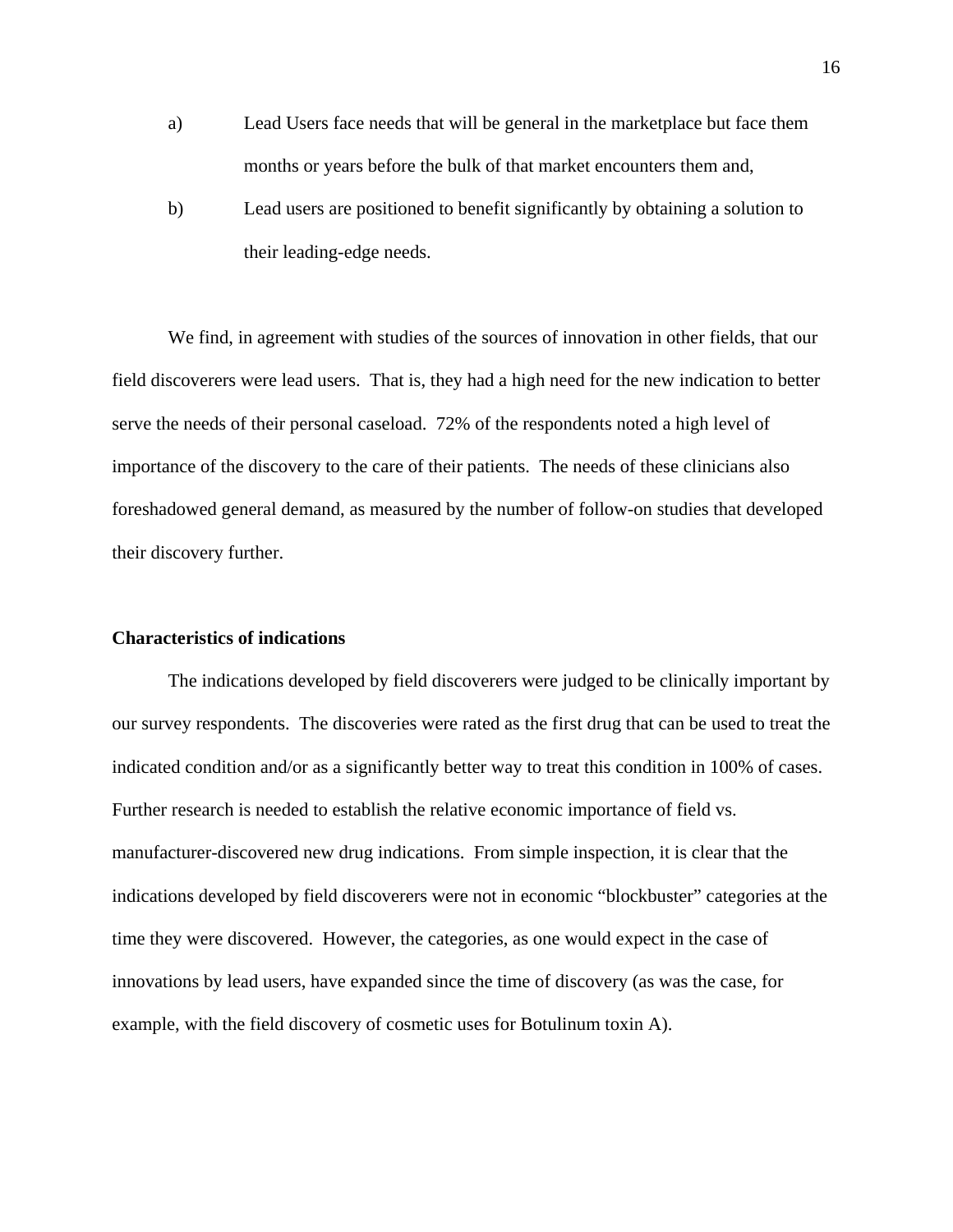a) Lead Users face needs that will be general in the marketplace but face them months or years before the bulk of that market encounters them and,

b) Lead users are positioned to benefit significantly by obtaining a solution to their leading-edge needs.

We find, in agreement with studies of the sources of innovation in other fields, that our field discoverers were lead users. That is, they had a high need for the new indication to better serve the needs of their personal caseload. 72% of the respondents noted a high level of importance of the discovery to the care of their patients. The needs of these clinicians also foreshadowed general demand, as measured by the number of follow-on studies that developed their discovery further.

**Characteristics of indications**

The indications developed by field discoverers were judged to be clinically important by our survey respondents. The discoveries were rated as the first drug that can be used to treat the indicated condition and/or as a significantly better way to treat this condition in 100% of cases. Further research is needed to establish the relative economic importance of field vs. manufacturer-discovered new drug indications. From simple inspection, it is clear that the indications developed by field discoverers were not in economic "blockbuster" categories at the time they were discovered. However, the categories, as one would expect in the case of innovations by lead users, have expanded since the time of discovery (as was the case, for example, with the field discovery of cosmetic uses for Botulinum toxin A).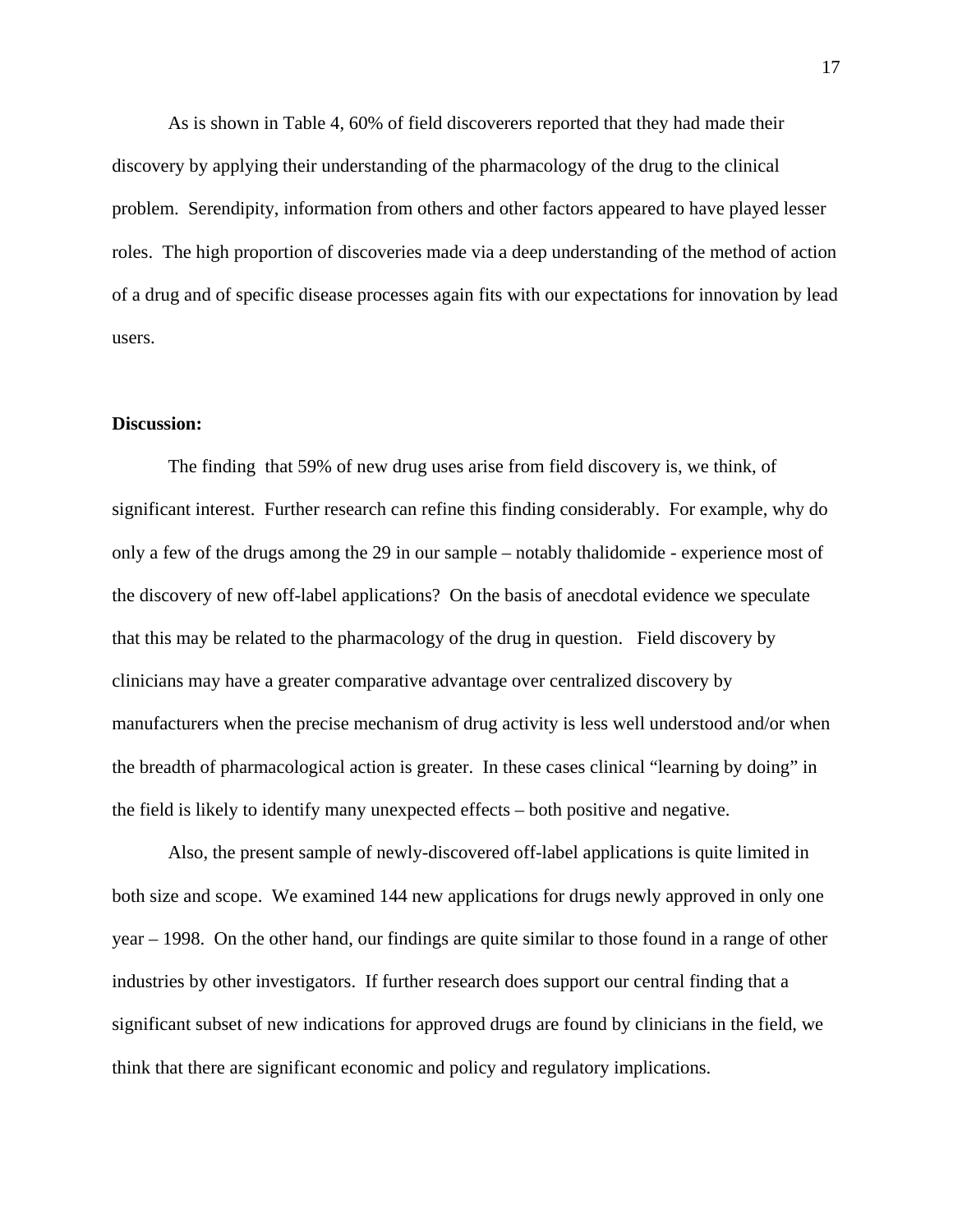As is shown in Table 4, 60% of field discoverers reported that they had made their discovery by applying their understanding of the pharmacology of the drug to the clinical problem. Serendipity, information from others and other factors appeared to have played lesser roles. The high proportion of discoveries made via a deep understanding of the method of action of a drug and of specific disease processes again fits with our expectations for innovation by lead users.

**Discussion:**

The finding that 59% of new drug uses arise from field discovery is, we think, of significant interest. Further research can refine this finding considerably. For example, why do only a few of the drugs among the 29 in our sample – notably thalidomide - experience most of the discovery of new off-label applications? On the basis of anecdotal evidence we speculate that this may be related to the pharmacology of the drug in question. Field discovery by clinicians may have a greater comparative advantage over centralized discovery by manufacturers when the precise mechanism of drug activity is less well understood and/or when the breadth of pharmacological action is greater. In these cases clinical "learning by doing" in the field is likely to identify many unexpected effects – both positive and negative.

Also, the present sample of newly-discovered off-label applications is quite limited in both size and scope. We examined 144 new applications for drugs newly approved in only one year – 1998. On the other hand, our findings are quite similar to those found in a range of other industries by other investigators. If further research does support our central finding that a significant subset of new indications for approved drugs are found by clinicians in the field, we think that there are significant economic and policy and regulatory implications.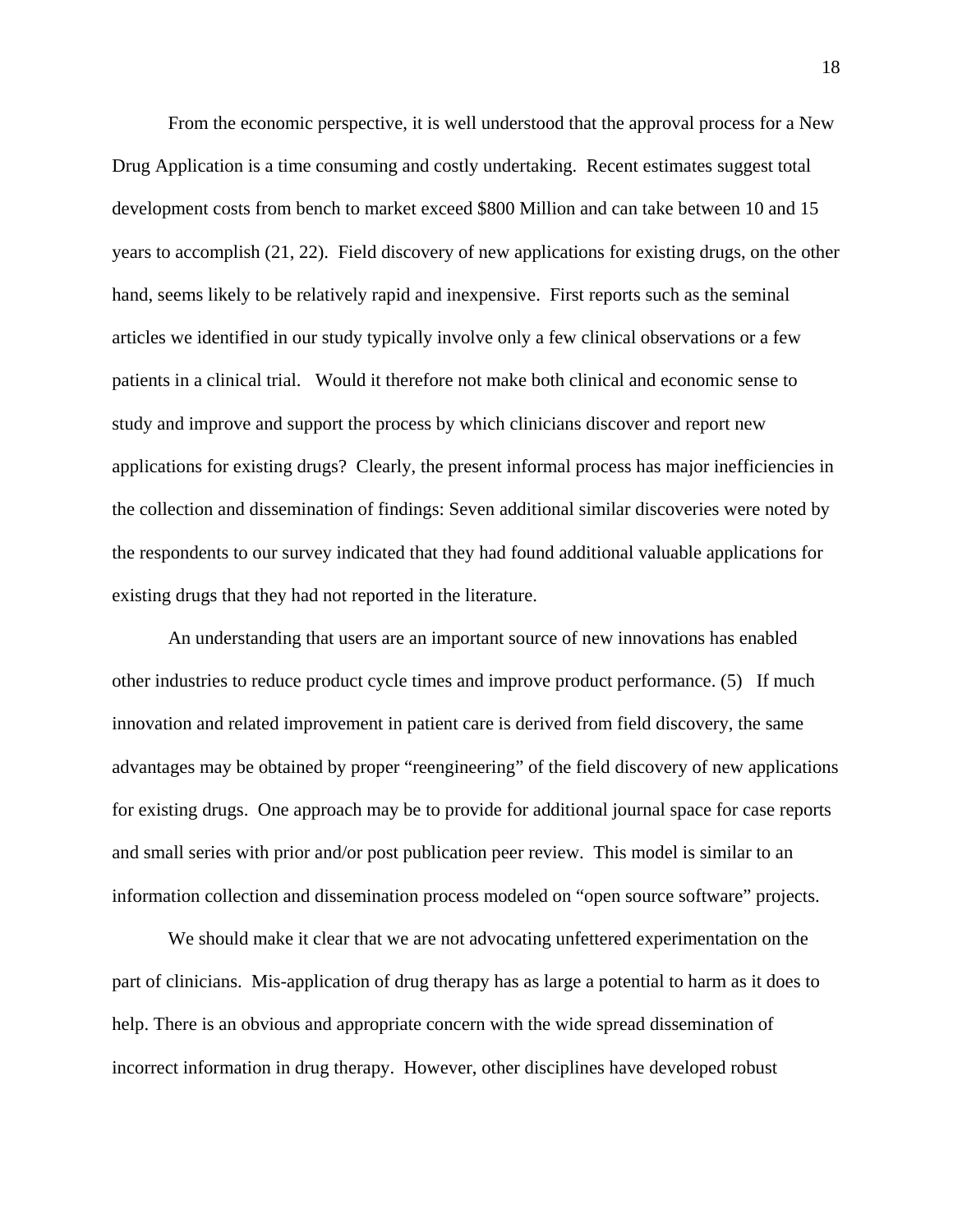From the economic perspective, it is well understood that the approval process for a New Drug Application is a time consuming and costly undertaking. Recent estimates suggest total development costs from bench to market exceed $800 Million and can take between 10 and 15 years to accomplish (21, 22). Field discovery of new applications for existing drugs, on the other hand, seems likely to be relatively rapid and inexpensive. First reports such as the seminal articles we identified in our study typically involve only a few clinical observations or a few patients in a clinical trial. Would it therefore not make both clinical and economic sense to study and improve and support the process by which clinicians discover and report new applications for existing drugs? Clearly, the present informal process has major inefficiencies in the collection and dissemination of findings: Seven additional similar discoveries were noted by the respondents to our survey indicated that they had found additional valuable applications for existing drugs that they had not reported in the literature.

An understanding that users are an important source of new innovations has enabled other industries to reduce product cycle times and improve product performance. (5) If much innovation and related improvement in patient care is derived from field discovery, the same advantages may be obtained by proper "reengineering" of the field discovery of new applications for existing drugs. One approach may be to provide for additional journal space for case reports and small series with prior and/or post publication peer review. This model is similar to an information collection and dissemination process modeled on "open source software" projects.

We should make it clear that we are not advocating unfettered experimentation on the part of clinicians. Mis-application of drug therapy has as large a potential to harm as it does to help. There is an obvious and appropriate concern with the wide spread dissemination of incorrect information in drug therapy. However, other disciplines have developed robust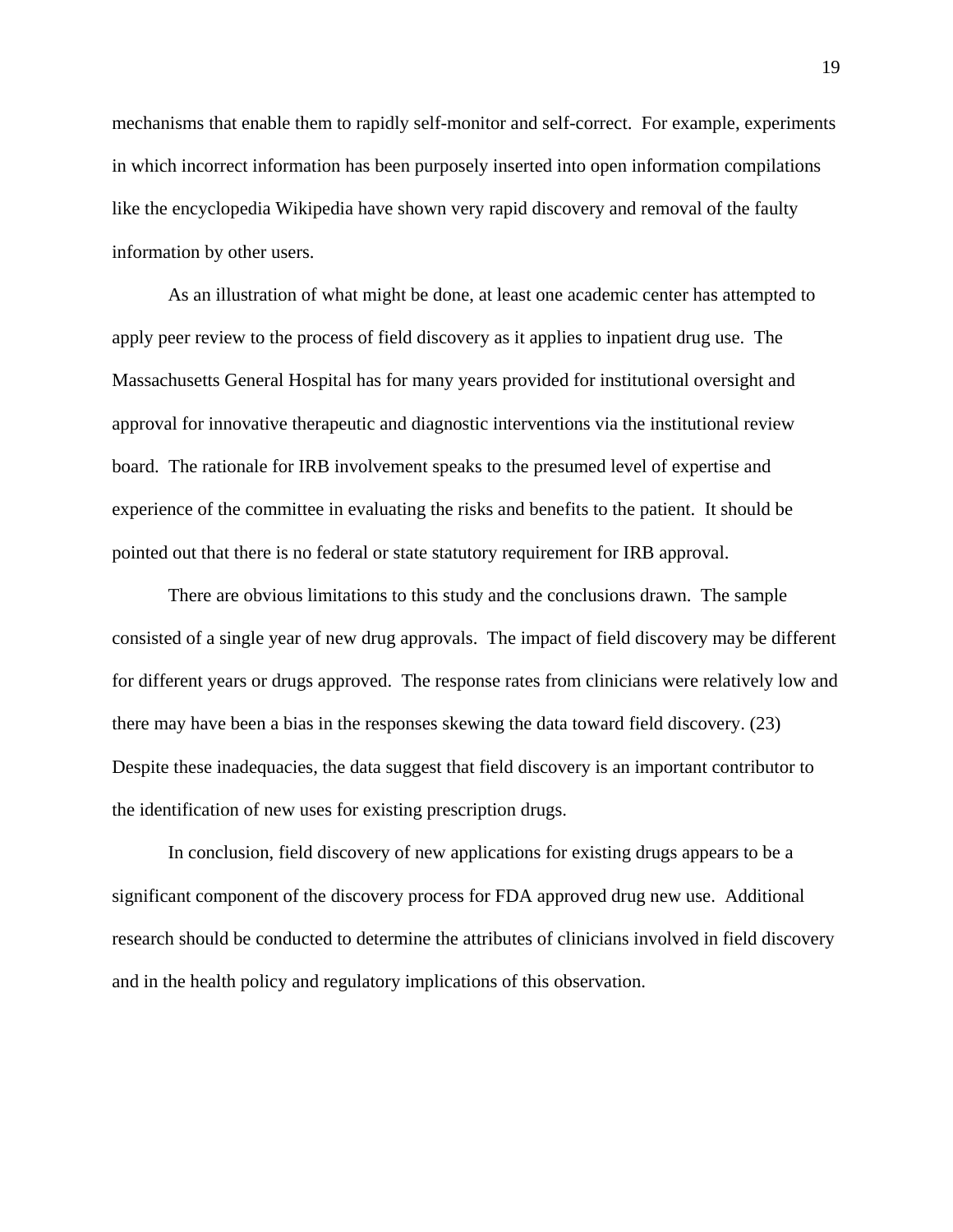mechanisms that enable them to rapidly self-monitor and self-correct. For example, experiments in which incorrect information has been purposely inserted into open information compilations like the encyclopedia Wikipedia have shown very rapid discovery and removal of the faulty information by other users.

As an illustration of what might be done, at least one academic center has attempted to apply peer review to the process of field discovery as it applies to inpatient drug use. The Massachusetts General Hospital has for many years provided for institutional oversight and approval for innovative therapeutic and diagnostic interventions via the institutional review board. The rationale for IRB involvement speaks to the presumed level of expertise and experience of the committee in evaluating the risks and benefits to the patient. It should be pointed out that there is no federal or state statutory requirement for IRB approval.

There are obvious limitations to this study and the conclusions drawn. The sample consisted of a single year of new drug approvals. The impact of field discovery may be different for different years or drugs approved. The response rates from clinicians were relatively low and there may have been a bias in the responses skewing the data toward field discovery. (23) Despite these inadequacies, the data suggest that field discovery is an important contributor to the identification of new uses for existing prescription drugs.

In conclusion, field discovery of new applications for existing drugs appears to be a significant component of the discovery process for FDA approved drug new use. Additional research should be conducted to determine the attributes of clinicians involved in field discovery and in the health policy and regulatory implications of this observation.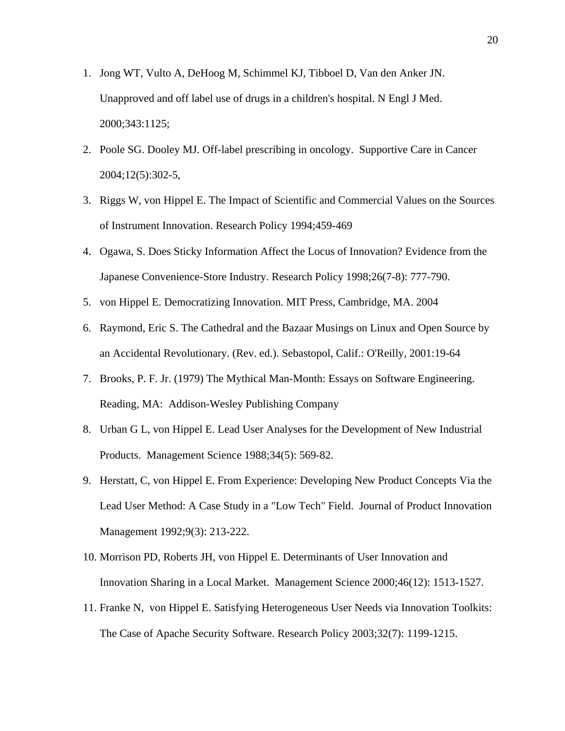1. Jong WT, Vulto A, DeHoog M, Schimmel KJ, Tibboel D, Van den Anker JN. Unapproved and off label use of drugs in a children's hospital. N Engl J Med. 2000;343:1125;
2. Poole SG. Dooley MJ. Off-label prescribing in oncology. Supportive Care in Cancer 2004;12(5):302-5,
3. Riggs W, von Hippel E. The Impact of Scientific and Commercial Values on the Sources of Instrument Innovation. Research Policy 1994;459-469
4. Ogawa, S. Does Sticky Information Affect the Locus of Innovation? Evidence from the Japanese Convenience-Store Industry. Research Policy 1998;26(7-8): 777-790.
5. von Hippel E. Democratizing Innovation. MIT Press, Cambridge, MA. 2004
6. Raymond, Eric S. The Cathedral and the Bazaar Musings on Linux and Open Source by an Accidental Revolutionary. (Rev. ed.). Sebastopol, Calif.: O'Reilly, 2001:19-64
7. Brooks, P. F. Jr. (1979) The Mythical Man-Month: Essays on Software Engineering. Reading, MA: Addison-Wesley Publishing Company
8. Urban G L, von Hippel E. Lead User Analyses for the Development of New Industrial Products. Management Science 1988;34(5): 569-82.
9. Herstatt, C, von Hippel E. From Experience: Developing New Product Concepts Via the Lead User Method: A Case Study in a "Low Tech" Field. Journal of Product Innovation Management 1992;9(3): 213-222.
10. Morrison PD, Roberts JH, von Hippel E. Determinants of User Innovation and Innovation Sharing in a Local Market. Management Science 2000;46(12): 1513-1527.
11. Franke N, von Hippel E. Satisfying Heterogeneous User Needs via Innovation Toolkits: The Case of Apache Security Software. Research Policy 2003;32(7): 1199-1215.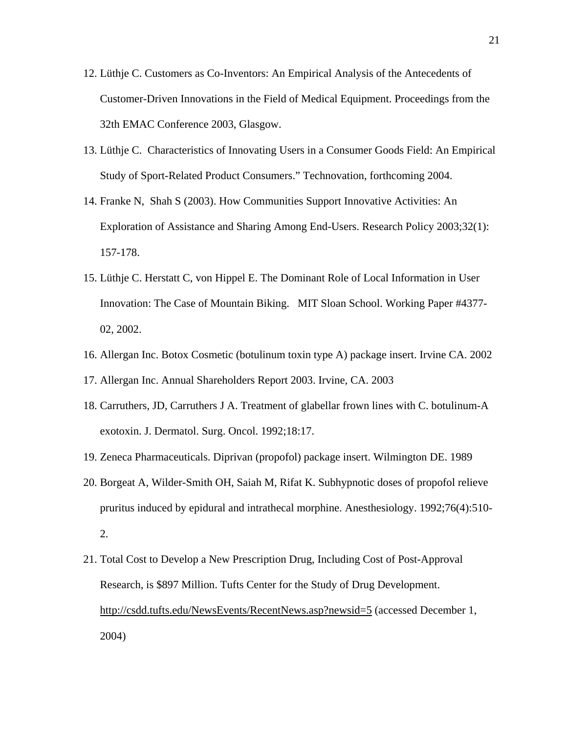12. Lüthje C. Customers as Co-Inventors: An Empirical Analysis of the Antecedents of Customer-Driven Innovations in the Field of Medical Equipment. Proceedings from the 32th EMAC Conference 2003, Glasgow.

13. Lüthje C. Characteristics of Innovating Users in a Consumer Goods Field: An Empirical Study of Sport-Related Product Consumers." Technovation, forthcoming 2004.

14. Franke N, Shah S (2003). How Communities Support Innovative Activities: An Exploration of Assistance and Sharing Among End-Users. Research Policy 2003;32(1): 157-178.

15. Lüthje C. Herstatt C, von Hippel E. The Dominant Role of Local Information in User Innovation: The Case of Mountain Biking. MIT Sloan School. Working Paper #4377-02, 2002.

16. Allergan Inc. Botox Cosmetic (botulinum toxin type A) package insert. Irvine CA. 2002

17. Allergan Inc. Annual Shareholders Report 2003. Irvine, CA. 2003

18. Carruthers, JD, Carruthers J A. Treatment of glabellar frown lines with C. botulinum-A exotoxin. J. Dermatol. Surg. Oncol. 1992;18:17.

19. Zeneca Pharmaceuticals. Diprivan (propofol) package insert. Wilmington DE. 1989

20. Borgeat A, Wilder-Smith OH, Saiah M, Rifat K. Subhypnotic doses of propofol relieve pruritus induced by epidural and intrathecal morphine. Anesthesiology. 1992;76(4):510-2.

21. Total Cost to Develop a New Prescription Drug, Including Cost of Post-Approval Research, is $897 Million. Tufts Center for the Study of Drug Development. http://csdd.tufts.edu/NewsEvents/RecentNews.asp?newsid=5 (accessed December 1, 2004)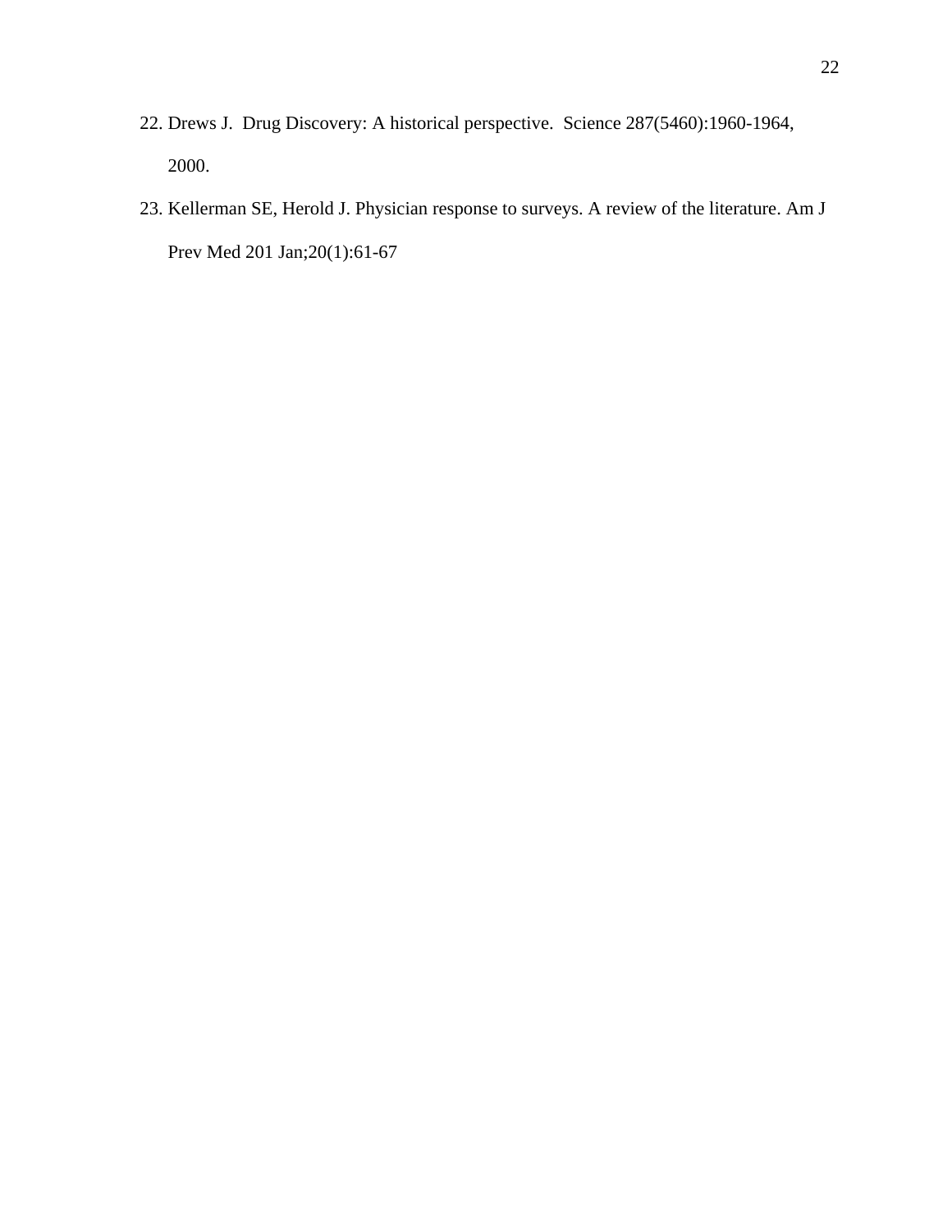22. Drews J. Drug Discovery: A historical perspective. Science 287(5460):1960-1964, 2000.
23. Kellerman SE, Herold J. Physician response to surveys. A review of the literature. Am J Prev Med 201 Jan;20(1):61-67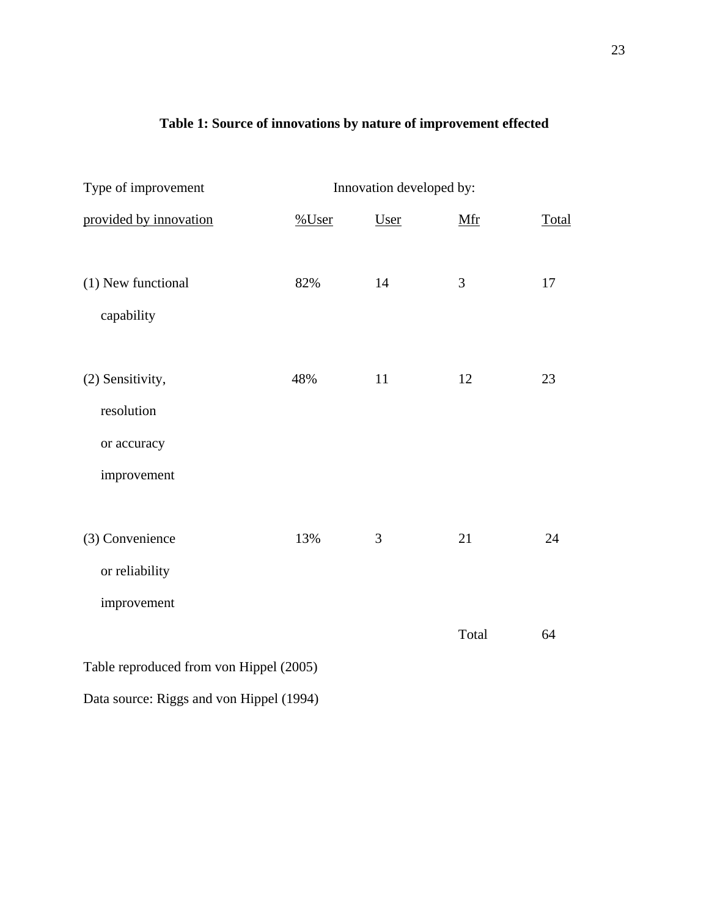**Table 1: Source of innovations by nature of improvement effected**

| Type of improvement provided by innovation | Innovation developed by: | | | |
|---|---|---|---|---|
| | %User | User | Mfr | Total |
| (1) New functional capability | 82% | 14 | 3 | 17 |
| (2) Sensitivity, resolution or accuracy improvement | 48% | 11 | 12 | 23 |
| (3) Convenience or reliability improvement | 13% | 3 | 21 | 24 |
| | | | Total | 64 |

Table reproduced from von Hippel (2005)

Data source: Riggs and von Hippel (1994)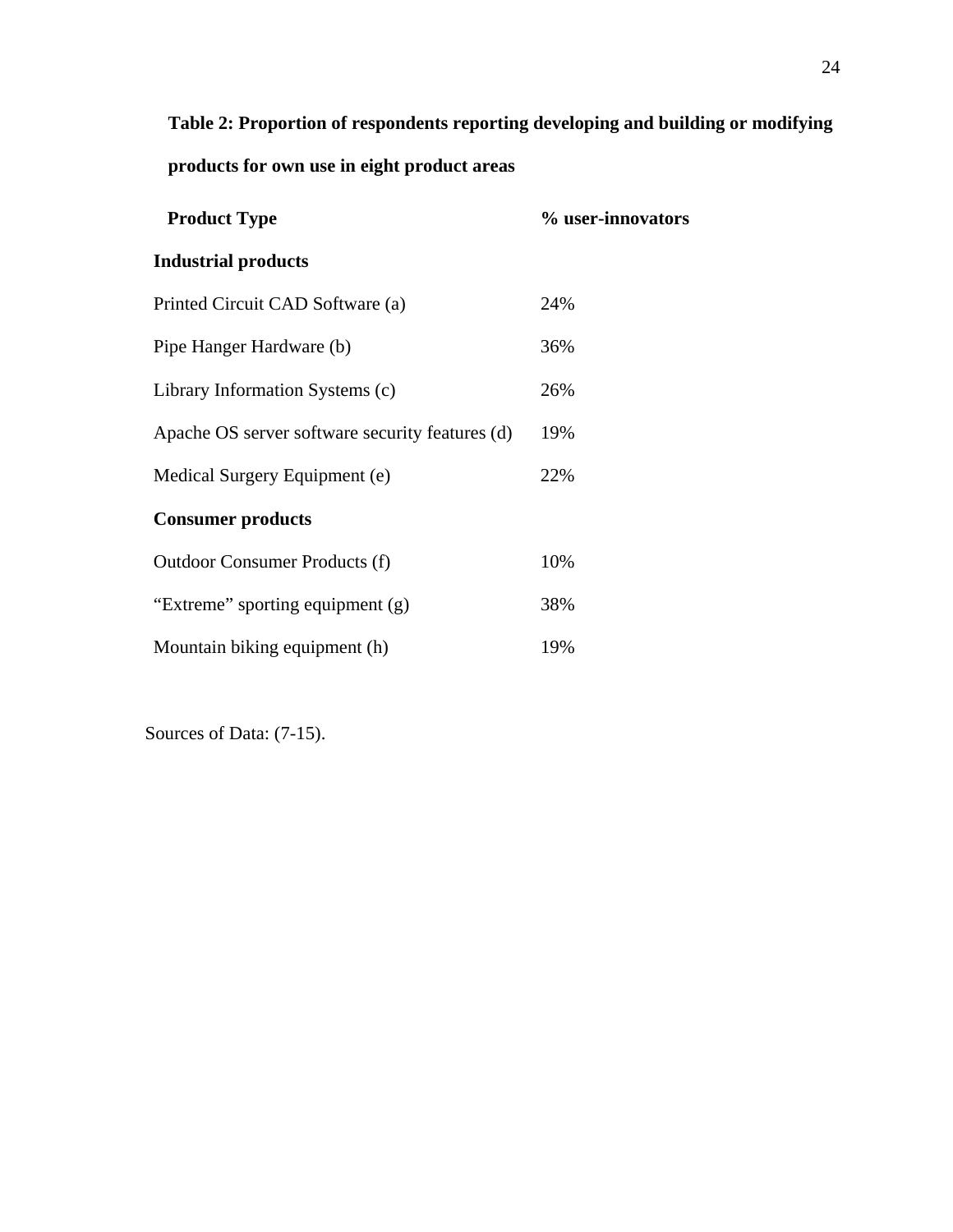**Table 2: Proportion of respondents reporting developing and building or modifying products for own use in eight product areas**

| Product Type | % user-innovators |
|---|---|
| **Industrial products** | |
| Printed Circuit CAD Software (a) | 24% |
| Pipe Hanger Hardware (b) | 36% |
| Library Information Systems (c) | 26% |
| Apache OS server software security features (d) | 19% |
| Medical Surgery Equipment (e) | 22% |
| **Consumer products** | |
| Outdoor Consumer Products (f) | 10% |
| “Extreme” sporting equipment (g) | 38% |
| Mountain biking equipment (h) | 19% |

Sources of Data: (7-15).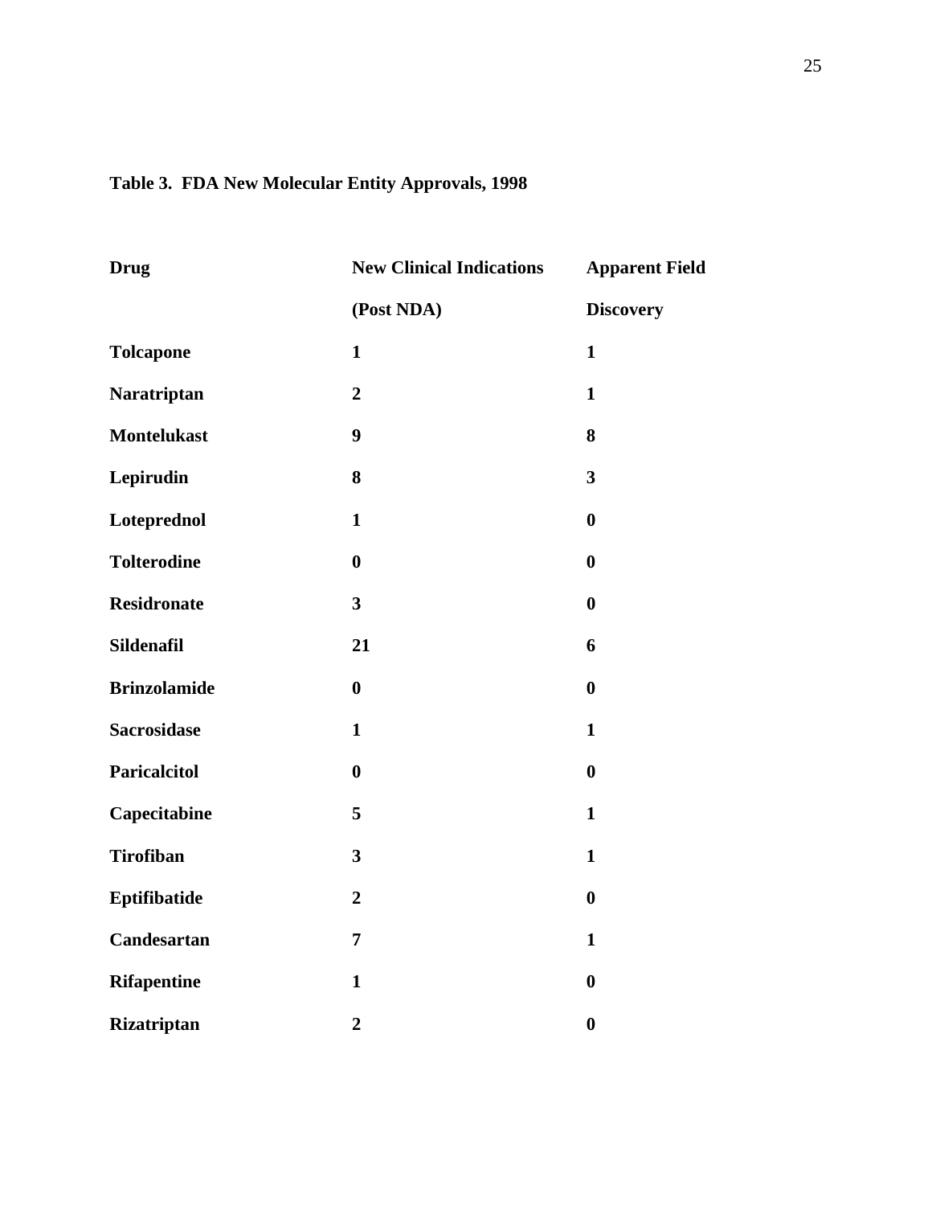**Table 3. FDA New Molecular Entity Approvals, 1998**

| Drug | New Clinical Indications (Post NDA) | Apparent Field Discovery |
|---|---|---|
| Tolcapone | 1 | 1 |
| Naratriptan | 2 | 1 |
| Montelukast | 9 | 8 |
| Lepirudin | 8 | 3 |
| Loteprednol | 1 | 0 |
| Tolterodine | 0 | 0 |
| Residronate | 3 | 0 |
| Sildenafil | 21 | 6 |
| Brinzolamide | 0 | 0 |
| Sacrosidase | 1 | 1 |
| Paricalcitol | 0 | 0 |
| Capecitabine | 5 | 1 |
| Tirofiban | 3 | 1 |
| Eptifibatide | 2 | 0 |
| Candesartan | 7 | 1 |
| Rifapentine | 1 | 0 |
| Rizatriptan | 2 | 0 |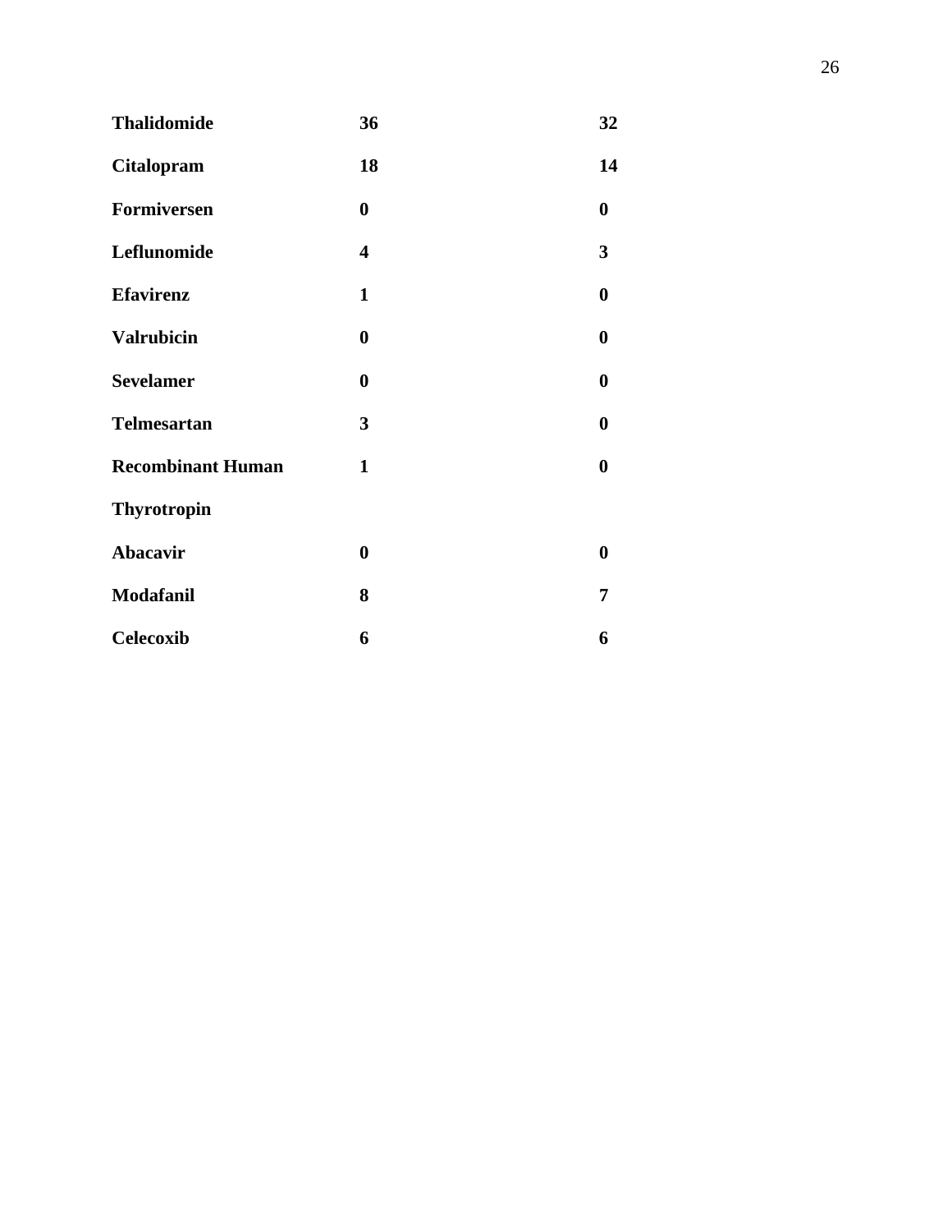| | | |
|---|---|---|
| **Thalidomide** | **36** | **32** |
| **Citalopram** | **18** | **14** |
| **Formiversen** | **0** | **0** |
| **Leflunomide** | **4** | **3** |
| **Efavirenz** | **1** | **0** |
| **Valrubicin** | **0** | **0** |
| **Sevelamer** | **0** | **0** |
| **Telmesartan** | **3** | **0** |
| **Recombinant Human Thyrotropin** | **1** | **0** |
| **Abacavir** | **0** | **0** |
| **Modafanil** | **8** | **7** |
| **Celecoxib** | **6** | **6** |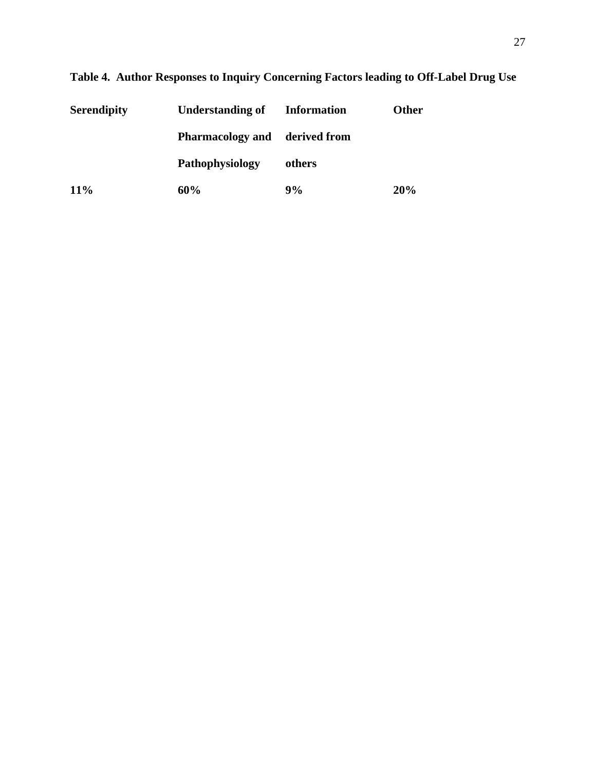**Table 4. Author Responses to Inquiry Concerning Factors leading to Off-Label Drug Use**

| Serendipity | Understanding of Pharmacology and Pathophysiology | Information derived from others | Other |
|---|---|---|---|
| 11% | 60% | 9% | 20% |